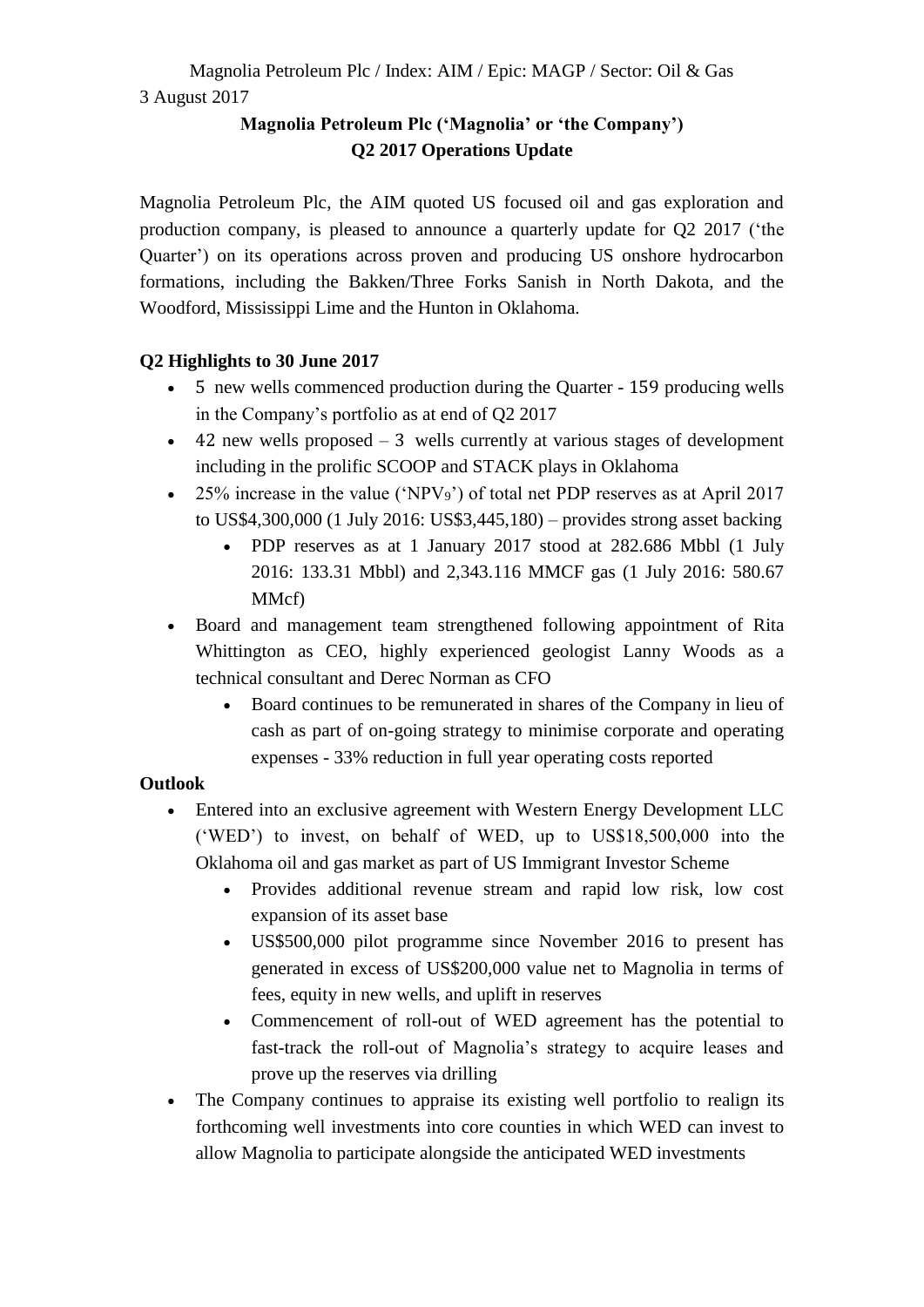Magnolia Petroleum Plc / Index: AIM / Epic: MAGP / Sector: Oil & Gas

3 August 2017

**Magnolia Petroleum Plc ('Magnolia' or 'the Company')**
**Q2 2017 Operations Update**

Magnolia Petroleum Plc, the AIM quoted US focused oil and gas exploration and production company, is pleased to announce a quarterly update for Q2 2017 ('the Quarter') on its operations across proven and producing US onshore hydrocarbon formations, including the Bakken/Three Forks Sanish in North Dakota, and the Woodford, Mississippi Lime and the Hunton in Oklahoma.

**Q2 Highlights to 30 June 2017**

- 5 new wells commenced production during the Quarter - 159 producing wells in the Company's portfolio as at end of Q2 2017
- 42 new wells proposed – 3 wells currently at various stages of development including in the prolific SCOOP and STACK plays in Oklahoma
- 25% increase in the value ('$NPV_9$') of total net PDP reserves as at April 2017 to US$4,300,000 (1 July 2016: US$3,445,180) – provides strong asset backing
  - PDP reserves as at 1 January 2017 stood at 282.686 Mbbl (1 July 2016: 133.31 Mbbl) and 2,343.116 MMCF gas (1 July 2016: 580.67 MMcf)
- Board and management team strengthened following appointment of Rita Whittington as CEO, highly experienced geologist Lanny Woods as a technical consultant and Derec Norman as CFO
  - Board continues to be remunerated in shares of the Company in lieu of cash as part of on-going strategy to minimise corporate and operating expenses - 33% reduction in full year operating costs reported

**Outlook**

- Entered into an exclusive agreement with Western Energy Development LLC ('WED') to invest, on behalf of WED, up to US$18,500,000 into the Oklahoma oil and gas market as part of US Immigrant Investor Scheme
  - Provides additional revenue stream and rapid low risk, low cost expansion of its asset base
  - US$500,000 pilot programme since November 2016 to present has generated in excess of US$200,000 value net to Magnolia in terms of fees, equity in new wells, and uplift in reserves
  - Commencement of roll-out of WED agreement has the potential to fast-track the roll-out of Magnolia's strategy to acquire leases and prove up the reserves via drilling
- The Company continues to appraise its existing well portfolio to realign its forthcoming well investments into core counties in which WED can invest to allow Magnolia to participate alongside the anticipated WED investments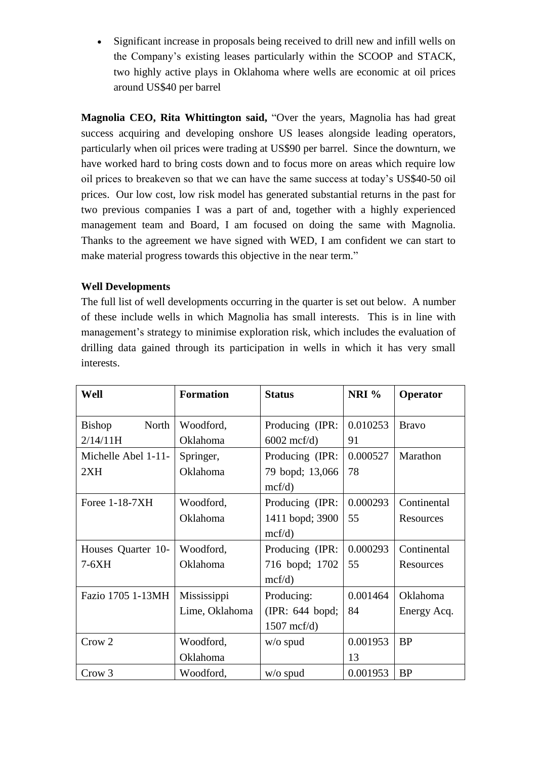- Significant increase in proposals being received to drill new and infill wells on the Company's existing leases particularly within the SCOOP and STACK, two highly active plays in Oklahoma where wells are economic at oil prices around US$40 per barrel

**Magnolia CEO, Rita Whittington said,** "Over the years, Magnolia has had great success acquiring and developing onshore US leases alongside leading operators, particularly when oil prices were trading at US$90 per barrel. Since the downturn, we have worked hard to bring costs down and to focus more on areas which require low oil prices to breakeven so that we can have the same success at today's US$40-50 oil prices. Our low cost, low risk model has generated substantial returns in the past for two previous companies I was a part of and, together with a highly experienced management team and Board, I am focused on doing the same with Magnolia. Thanks to the agreement we have signed with WED, I am confident we can start to make material progress towards this objective in the near term."

**Well Developments**

The full list of well developments occurring in the quarter is set out below. A number of these include wells in which Magnolia has small interests. This is in line with management's strategy to minimise exploration risk, which includes the evaluation of drilling data gained through its participation in wells in which it has very small interests.

| Well | Formation | Status | NRI % | Operator |
|---|---|---|---|---|
| Bishop North 2/14/11H | Woodford, Oklahoma | Producing (IPR: 6002 mcf/d) | 0.01025391 | Bravo |
| Michelle Abel 1-11-2XH | Springer, Oklahoma | Producing (IPR: 79 bopd; 13,066 mcf/d) | 0.00052778 | Marathon |
| Foree 1-18-7XH | Woodford, Oklahoma | Producing (IPR: 1411 bopd; 3900 mcf/d) | 0.00029355 | Continental Resources |
| Houses Quarter 10-7-6XH | Woodford, Oklahoma | Producing (IPR: 716 bopd; 1702 mcf/d) | 0.00029355 | Continental Resources |
| Fazio 1705 1-13MH | Mississippi Lime, Oklahoma | Producing: (IPR: 644 bopd; 1507 mcf/d) | 0.00146484 | Oklahoma Energy Acq. |
| Crow 2 | Woodford, Oklahoma | w/o spud | 0.00195313 | BP |
| Crow 3 | Woodford, | w/o spud | 0.001953 | BP |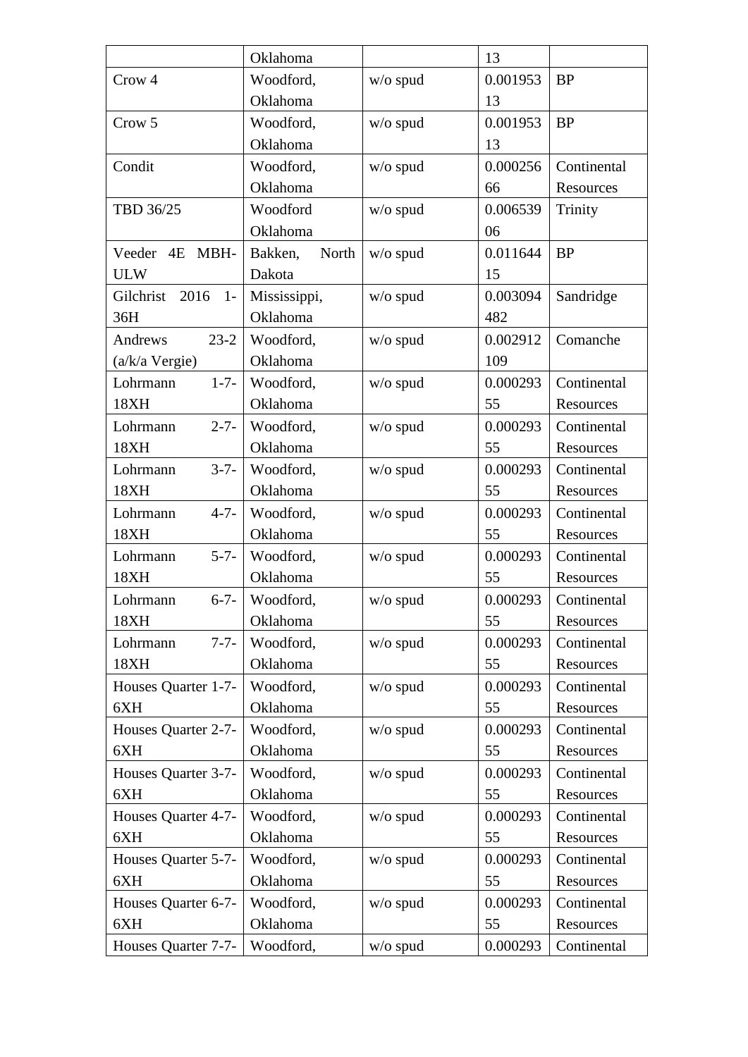| | Oklahoma | | 13 | |
|---|---|---|---|---|
| Crow 4 | Woodford, Oklahoma | w/o spud | 0.00195313 | BP |
| Crow 5 | Woodford, Oklahoma | w/o spud | 0.00195313 | BP |
| Condit | Woodford, Oklahoma | w/o spud | 0.00025666 | Continental Resources |
| TBD 36/25 | Woodford Oklahoma | w/o spud | 0.00653906 | Trinity |
| Veeder 4E MBH-ULW | Bakken, North Dakota | w/o spud | 0.01164415 | BP |
| Gilchrist 2016 1-36H | Mississippi, Oklahoma | w/o spud | 0.003094482 | Sandridge |
| Andrews 23-2 (a/k/a Vergie) | Woodford, Oklahoma | w/o spud | 0.002912109 | Comanche |
| Lohrmann 1-7-18XH | Woodford, Oklahoma | w/o spud | 0.00029355 | Continental Resources |
| Lohrmann 2-7-18XH | Woodford, Oklahoma | w/o spud | 0.00029355 | Continental Resources |
| Lohrmann 3-7-18XH | Woodford, Oklahoma | w/o spud | 0.00029355 | Continental Resources |
| Lohrmann 4-7-18XH | Woodford, Oklahoma | w/o spud | 0.00029355 | Continental Resources |
| Lohrmann 5-7-18XH | Woodford, Oklahoma | w/o spud | 0.00029355 | Continental Resources |
| Lohrmann 6-7-18XH | Woodford, Oklahoma | w/o spud | 0.00029355 | Continental Resources |
| Lohrmann 7-7-18XH | Woodford, Oklahoma | w/o spud | 0.00029355 | Continental Resources |
| Houses Quarter 1-7-6XH | Woodford, Oklahoma | w/o spud | 0.00029355 | Continental Resources |
| Houses Quarter 2-7-6XH | Woodford, Oklahoma | w/o spud | 0.00029355 | Continental Resources |
| Houses Quarter 3-7-6XH | Woodford, Oklahoma | w/o spud | 0.00029355 | Continental Resources |
| Houses Quarter 4-7-6XH | Woodford, Oklahoma | w/o spud | 0.00029355 | Continental Resources |
| Houses Quarter 5-7-6XH | Woodford, Oklahoma | w/o spud | 0.00029355 | Continental Resources |
| Houses Quarter 6-7-6XH | Woodford, Oklahoma | w/o spud | 0.00029355 | Continental Resources |
| Houses Quarter 7-7- | Woodford, | w/o spud | 0.000293 | Continental |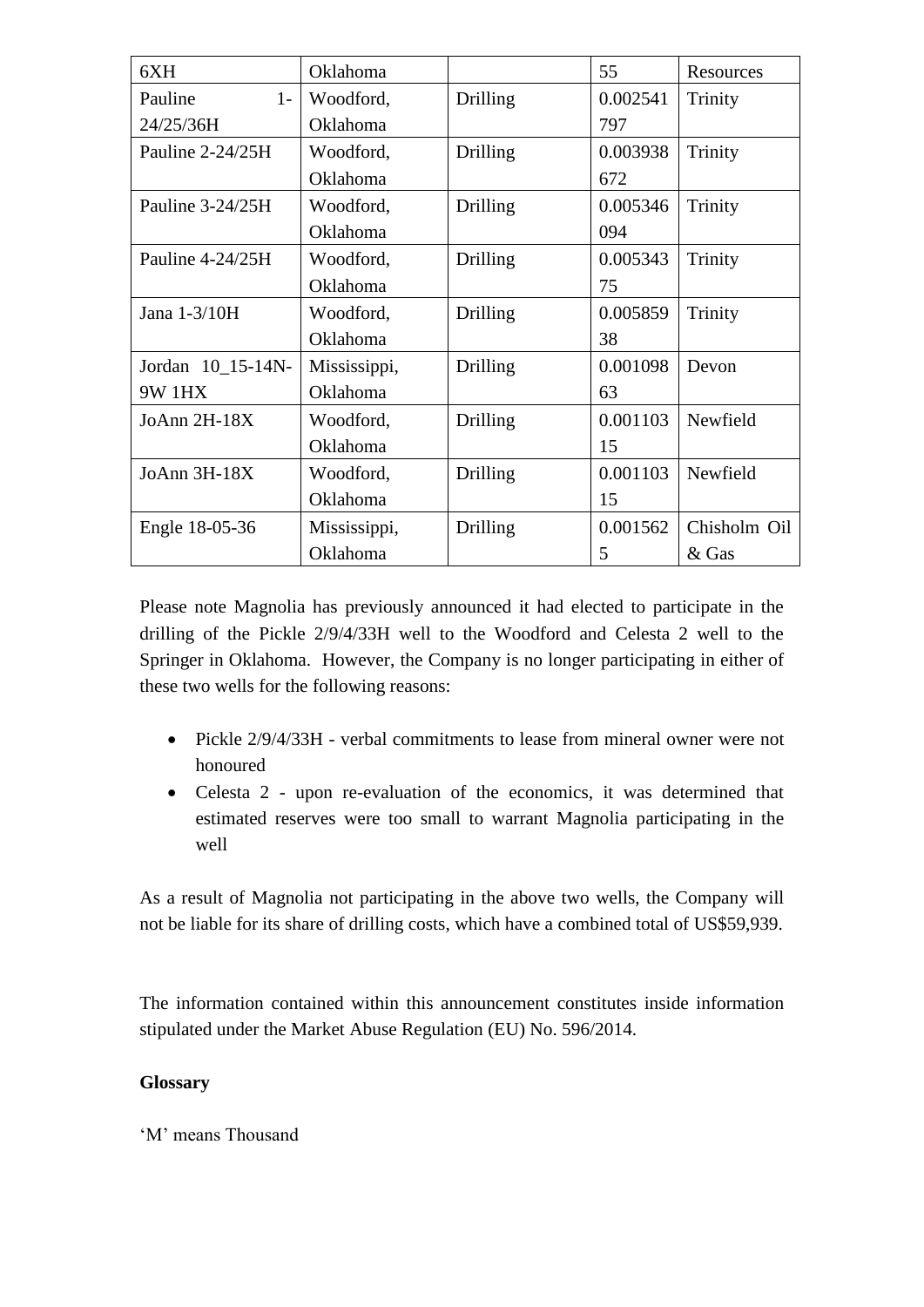| 6XH | Oklahoma | | 55 | Resources |
|---|---|---|---|---|
| Pauline 1-24/25/36H | Woodford, Oklahoma | Drilling | 0.002541797 | Trinity |
| Pauline 2-24/25H | Woodford, Oklahoma | Drilling | 0.003938672 | Trinity |
| Pauline 3-24/25H | Woodford, Oklahoma | Drilling | 0.005346094 | Trinity |
| Pauline 4-24/25H | Woodford, Oklahoma | Drilling | 0.00534375 | Trinity |
| Jana 1-3/10H | Woodford, Oklahoma | Drilling | 0.00585938 | Trinity |
| Jordan 10_15-14N-9W 1HX | Mississippi, Oklahoma | Drilling | 0.00109863 | Devon |
| JoAnn 2H-18X | Woodford, Oklahoma | Drilling | 0.00110315 | Newfield |
| JoAnn 3H-18X | Woodford, Oklahoma | Drilling | 0.00110315 | Newfield |
| Engle 18-05-36 | Mississippi, Oklahoma | Drilling | 0.0015625 | Chisholm Oil & Gas |

Please note Magnolia has previously announced it had elected to participate in the drilling of the Pickle 2/9/4/33H well to the Woodford and Celesta 2 well to the Springer in Oklahoma. However, the Company is no longer participating in either of these two wells for the following reasons:

- Pickle 2/9/4/33H - verbal commitments to lease from mineral owner were not honoured
- Celesta 2 - upon re-evaluation of the economics, it was determined that estimated reserves were too small to warrant Magnolia participating in the well

As a result of Magnolia not participating in the above two wells, the Company will not be liable for its share of drilling costs, which have a combined total of US$59,939.

The information contained within this announcement constitutes inside information stipulated under the Market Abuse Regulation (EU) No. 596/2014.

**Glossary**

'M' means Thousand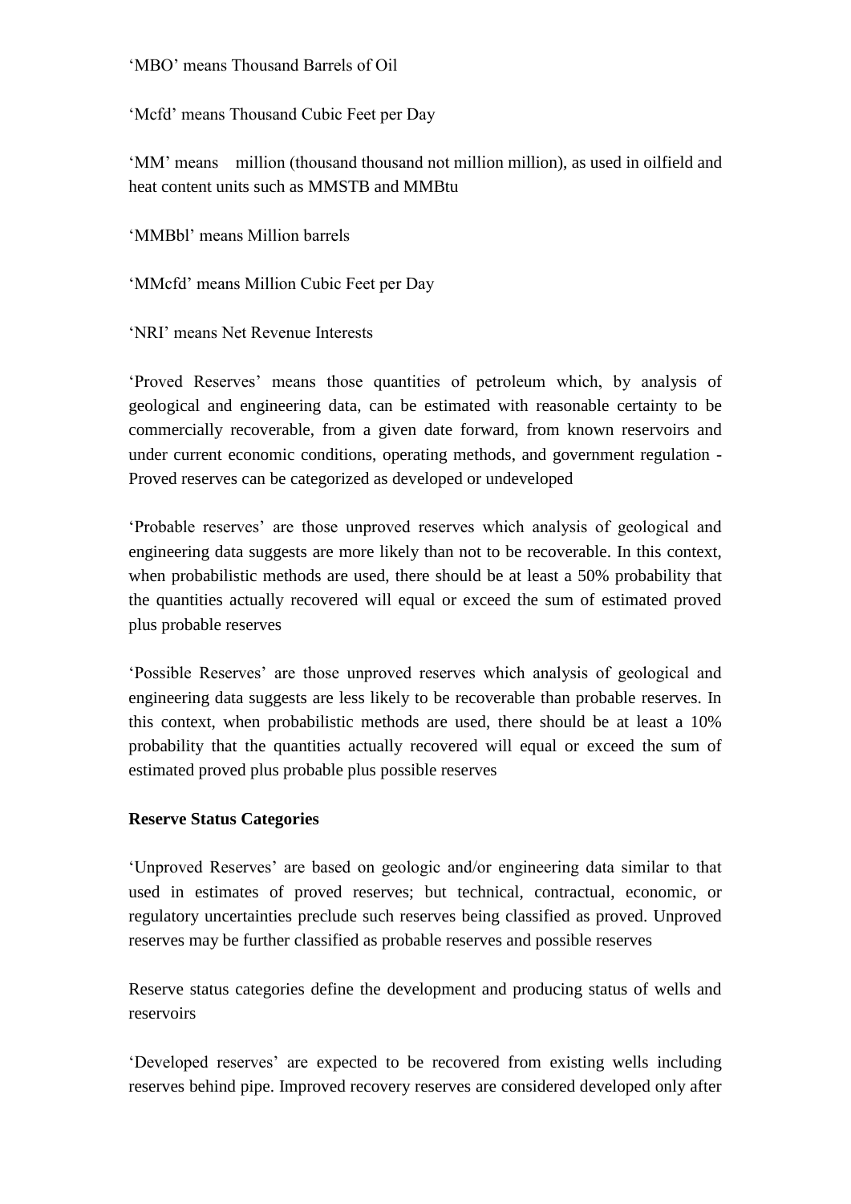'MBO' means Thousand Barrels of Oil

'Mcfd' means Thousand Cubic Feet per Day

'MM' means million (thousand thousand not million million), as used in oilfield and heat content units such as MMSTB and MMBtu

'MMBbl' means Million barrels

'MMcfd' means Million Cubic Feet per Day

'NRI' means Net Revenue Interests

'Proved Reserves' means those quantities of petroleum which, by analysis of geological and engineering data, can be estimated with reasonable certainty to be commercially recoverable, from a given date forward, from known reservoirs and under current economic conditions, operating methods, and government regulation - Proved reserves can be categorized as developed or undeveloped

'Probable reserves' are those unproved reserves which analysis of geological and engineering data suggests are more likely than not to be recoverable. In this context, when probabilistic methods are used, there should be at least a 50% probability that the quantities actually recovered will equal or exceed the sum of estimated proved plus probable reserves

'Possible Reserves' are those unproved reserves which analysis of geological and engineering data suggests are less likely to be recoverable than probable reserves. In this context, when probabilistic methods are used, there should be at least a 10% probability that the quantities actually recovered will equal or exceed the sum of estimated proved plus probable plus possible reserves

**Reserve Status Categories**

'Unproved Reserves' are based on geologic and/or engineering data similar to that used in estimates of proved reserves; but technical, contractual, economic, or regulatory uncertainties preclude such reserves being classified as proved. Unproved reserves may be further classified as probable reserves and possible reserves

Reserve status categories define the development and producing status of wells and reservoirs

'Developed reserves' are expected to be recovered from existing wells including reserves behind pipe. Improved recovery reserves are considered developed only after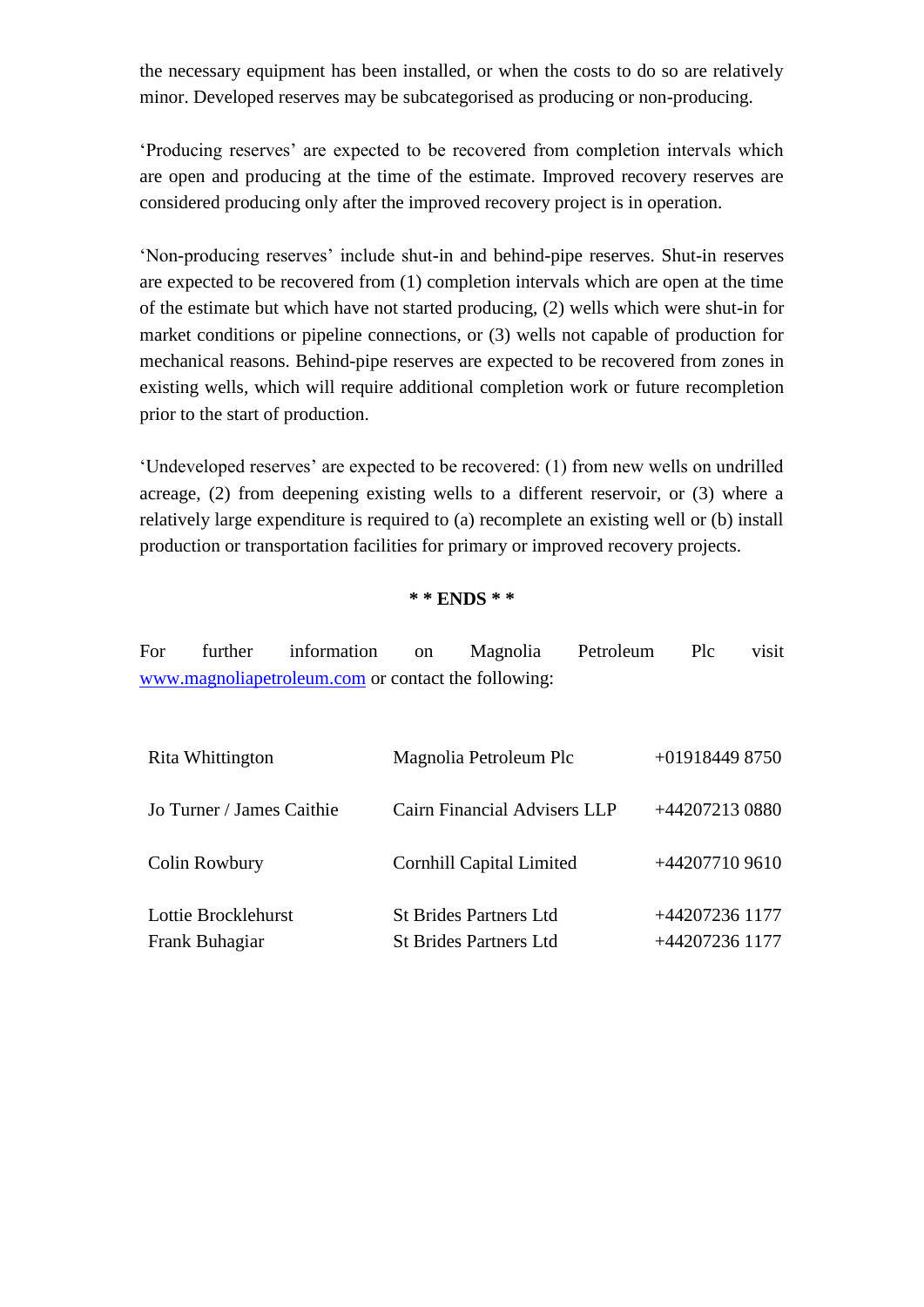the necessary equipment has been installed, or when the costs to do so are relatively minor. Developed reserves may be subcategorised as producing or non-producing.

'Producing reserves' are expected to be recovered from completion intervals which are open and producing at the time of the estimate. Improved recovery reserves are considered producing only after the improved recovery project is in operation.

'Non-producing reserves' include shut-in and behind-pipe reserves. Shut-in reserves are expected to be recovered from (1) completion intervals which are open at the time of the estimate but which have not started producing, (2) wells which were shut-in for market conditions or pipeline connections, or (3) wells not capable of production for mechanical reasons. Behind-pipe reserves are expected to be recovered from zones in existing wells, which will require additional completion work or future recompletion prior to the start of production.

'Undeveloped reserves' are expected to be recovered: (1) from new wells on undrilled acreage, (2) from deepening existing wells to a different reservoir, or (3) where a relatively large expenditure is required to (a) recomplete an existing well or (b) install production or transportation facilities for primary or improved recovery projects.

**\* \* ENDS \* \***

For further information on Magnolia Petroleum Plc visit [www.magnoliapetroleum.com](http://www.magnoliapetroleum.com) or contact the following:

| | | |
|---|---|---|
| Rita Whittington | Magnolia Petroleum Plc | +01918449 8750 |
| Jo Turner / James Caithie | Cairn Financial Advisers LLP | +44207213 0880 |
| Colin Rowbury | Cornhill Capital Limited | +44207710 9610 |
| Lottie Brocklehurst | St Brides Partners Ltd | +44207236 1177 |
| Frank Buhagiar | St Brides Partners Ltd | +44207236 1177 |